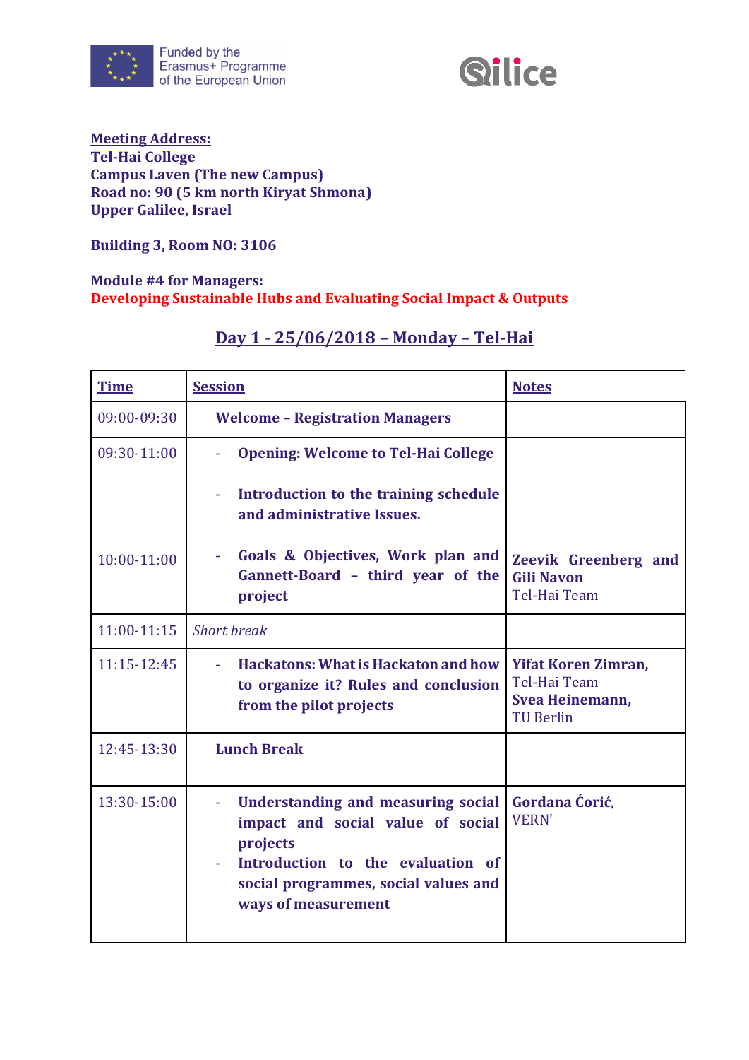Funded by the Erasmus+ Programme of the European Union

**Meeting Address:**
**Tel-Hai College**
**Campus Laven (The new Campus)**
**Road no: 90 (5 km north Kiryat Shmona)**
**Upper Galilee, Israel**

**Building 3, Room NO: 3106**

**Module #4 for Managers:**
**Developing Sustainable Hubs and Evaluating Social Impact & Outputs**

## Day 1 - 25/06/2018 – Monday – Tel-Hai

| Time | Session | Notes |
|---|---|---|
| 09:00-09:30 | **Welcome – Registration Managers** | |
| 09:30-11:00 | - **Opening: Welcome to Tel-Hai College**<br>- **Introduction to the training schedule and administrative Issues.** | |
| 10:00-11:00 | - **Goals & Objectives, Work plan and Gannett-Board – third year of the project** | **Zeevik Greenberg and Gili Navon** Tel-Hai Team |
| 11:00-11:15 | *Short break* | |
| 11:15-12:45 | - **Hackatons: What is Hackaton and how to organize it? Rules and conclusion from the pilot projects** | **Yifat Koren Zimran,** Tel-Hai Team **Svea Heinemann,** TU Berlin |
| 12:45-13:30 | **Lunch Break** | |
| 13:30-15:00 | - **Understanding and measuring social impact and social value of social projects**<br>- **Introduction to the evaluation of social programmes, social values and ways of measurement** | **Gordana Ćorić,** VERN' |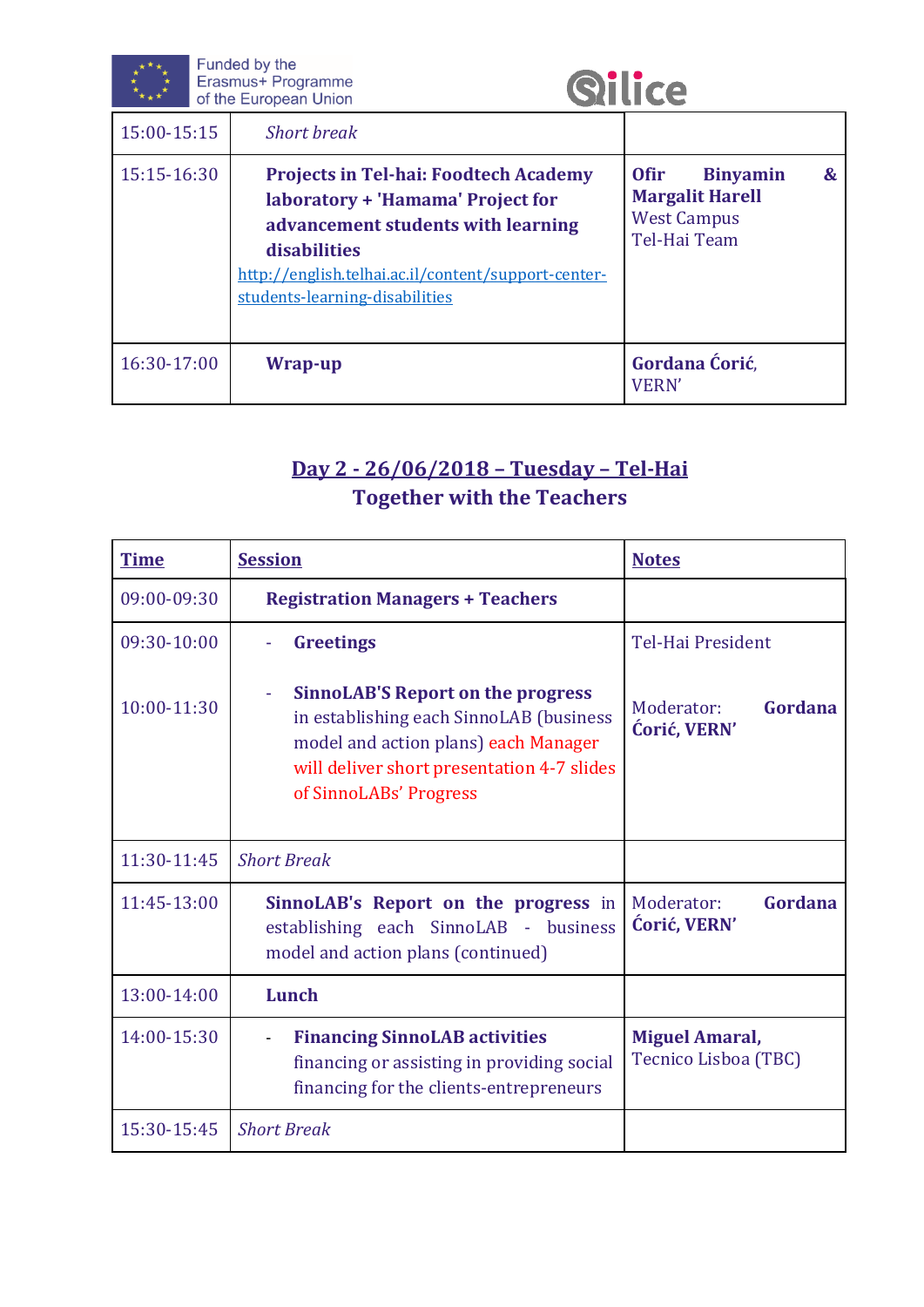| | | |
|---|---|---|
| 15:00-15:15 | *Short break* | |
| 15:15-16:30 | **Projects in Tel-hai: Foodtech Academy laboratory + 'Hamama' Project for advancement students with learning disabilities** http://english.telhai.ac.il/content/support-center-students-learning-disabilities | **Ofir Binyamin & Margalit Harell** West Campus Tel-Hai Team |
| 16:30-17:00 | **Wrap-up** | **Gordana Ćorić**, VERN' |

## Day 2 - 26/06/2018 – Tuesday – Tel-Hai

### Together with the Teachers

| **Time** | **Session** | **Notes** |
|---|---|---|
| 09:00-09:30 | **Registration Managers + Teachers** | |
| 09:30-10:00<br><br>10:00-11:30 | - **Greetings**<br><br>- **SinnoLAB'S Report on the progress** in establishing each SinnoLAB (business model and action plans) each Manager will deliver short presentation 4-7 slides of SinnoLABs' Progress | Tel-Hai President<br><br>Moderator: **Gordana Ćorić, VERN'** |
| 11:30-11:45 | *Short Break* | |
| 11:45-13:00 | **SinnoLAB's Report on the progress** in establishing each SinnoLAB - business model and action plans (continued) | Moderator: **Gordana Ćorić, VERN'** |
| 13:00-14:00 | **Lunch** | |
| 14:00-15:30 | - **Financing SinnoLAB activities** financing or assisting in providing social financing for the clients-entrepreneurs | **Miguel Amaral,** Tecnico Lisboa (TBC) |
| 15:30-15:45 | *Short Break* | |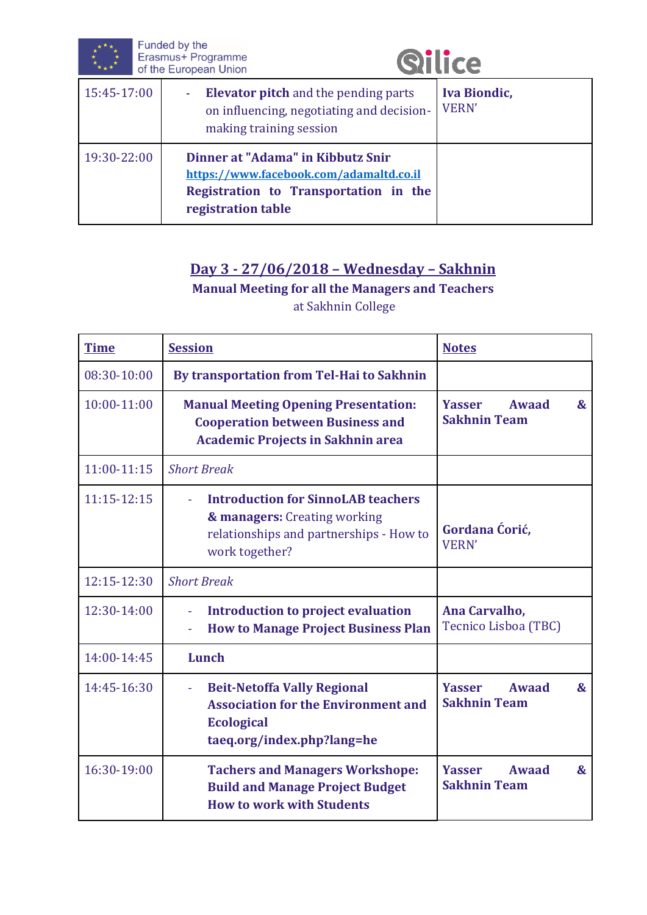| | | |
|---|---|---|
| 15:45-17:00 | - **Elevator pitch** and the pending parts on influencing, negotiating and decision-making training session | **Iva Biondic,** VERN' |
| 19:30-22:00 | **Dinner at "Adama" in Kibbutz Snir** **https://www.facebook.com/adamaltd.co.il** **Registration to Transportation in the registration table** | |

## Day 3 - 27/06/2018 – Wednesday – Sakhnin

**Manual Meeting for all the Managers and Teachers**

at Sakhnin College

| Time | Session | Notes |
|---|---|---|
| 08:30-10:00 | **By transportation from Tel-Hai to Sakhnin** | |
| 10:00-11:00 | **Manual Meeting Opening Presentation: Cooperation between Business and Academic Projects in Sakhnin area** | **Yasser Awaad & Sakhnin Team** |
| 11:00-11:15 | *Short Break* | |
| 11:15-12:15 | - **Introduction for SinnoLAB teachers & managers:** Creating working relationships and partnerships - How to work together? | **Gordana Ćorić,** VERN' |
| 12:15-12:30 | *Short Break* | |
| 12:30-14:00 | - **Introduction to project evaluation** <br> - **How to Manage Project Business Plan** | **Ana Carvalho,** Tecnico Lisboa (TBC) |
| 14:00-14:45 | **Lunch** | |
| 14:45-16:30 | - **Beit-Netoffa Vally Regional Association for the Environment and Ecological taeq.org/index.php?lang=he** | **Yasser Awaad & Sakhnin Team** |
| 16:30-19:00 | **Tachers and Managers Workshope: Build and Manage Project Budget How to work with Students** | **Yasser Awaad & Sakhnin Team** |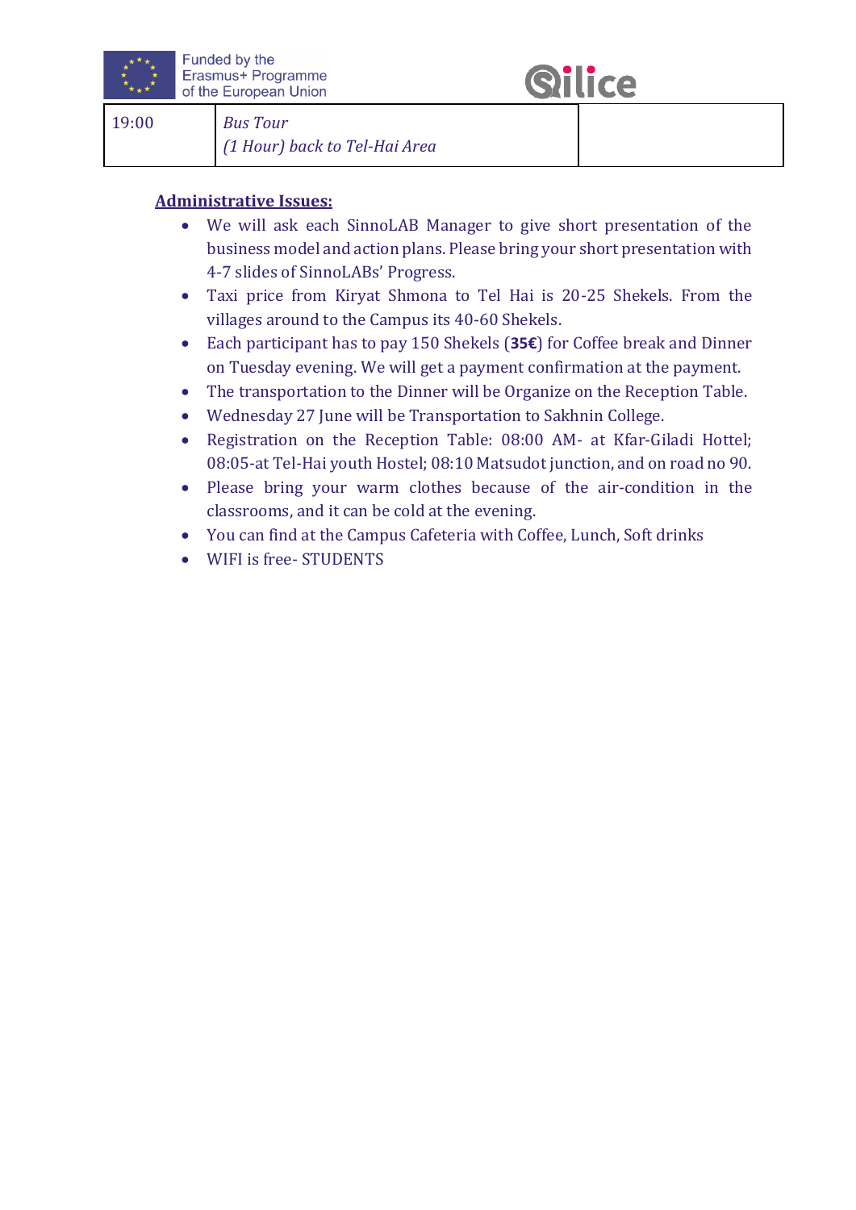| | | |
|---|---|---|
| 19:00 | *Bus Tour*<br>*(1 Hour) back to Tel-Hai Area* | |

**Administrative Issues:**

- We will ask each SinnoLAB Manager to give short presentation of the business model and action plans. Please bring your short presentation with 4-7 slides of SinnoLABs' Progress.
- Taxi price from Kiryat Shmona to Tel Hai is 20-25 Shekels. From the villages around to the Campus its 40-60 Shekels.
- Each participant has to pay 150 Shekels (**35€**) for Coffee break and Dinner on Tuesday evening. We will get a payment confirmation at the payment.
- The transportation to the Dinner will be Organize on the Reception Table.
- Wednesday 27 June will be Transportation to Sakhnin College.
- Registration on the Reception Table: 08:00 AM- at Kfar-Giladi Hottel; 08:05-at Tel-Hai youth Hostel; 08:10 Matsudot junction, and on road no 90.
- Please bring your warm clothes because of the air-condition in the classrooms, and it can be cold at the evening.
- You can find at the Campus Cafeteria with Coffee, Lunch, Soft drinks
- WIFI is free- STUDENTS